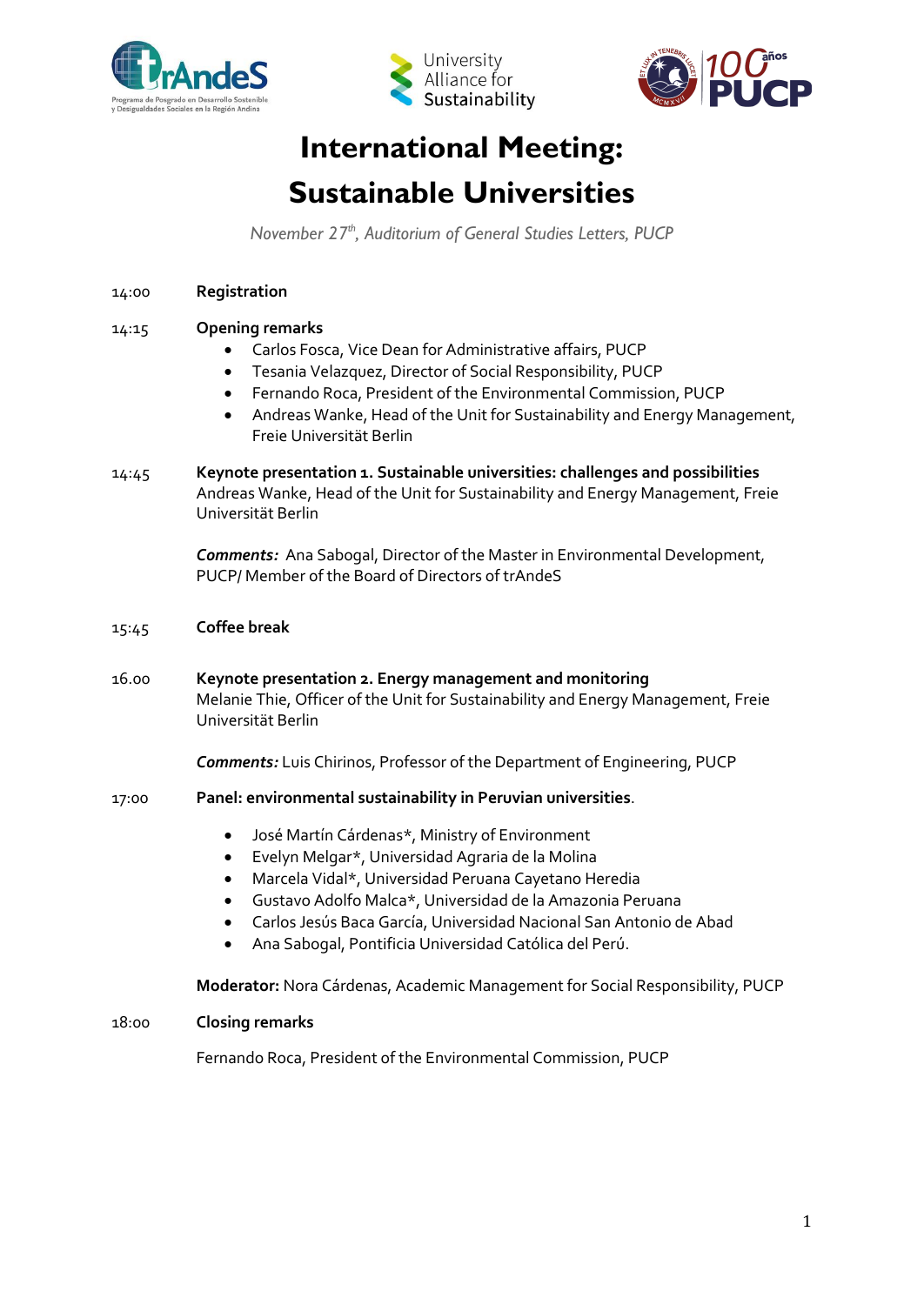# International Meeting:
# Sustainable Universities

*November 27th, Auditorium of General Studies Letters, PUCP*

14:00 **Registration**

14:15 **Opening remarks**

- Carlos Fosca, Vice Dean for Administrative affairs, PUCP
- Tesania Velazquez, Director of Social Responsibility, PUCP
- Fernando Roca, President of the Environmental Commission, PUCP
- Andreas Wanke, Head of the Unit for Sustainability and Energy Management, Freie Universität Berlin

14:45 **Keynote presentation 1. Sustainable universities: challenges and possibilities**
Andreas Wanke, Head of the Unit for Sustainability and Energy Management, Freie Universität Berlin

***Comments:*** Ana Sabogal, Director of the Master in Environmental Development, PUCP/ Member of the Board of Directors of trAndeS

15:45 **Coffee break**

16.00 **Keynote presentation 2. Energy management and monitoring**
Melanie Thie, Officer of the Unit for Sustainability and Energy Management, Freie Universität Berlin

***Comments:*** Luis Chirinos, Professor of the Department of Engineering, PUCP

17:00 **Panel: environmental sustainability in Peruvian universities**.

- José Martín Cárdenas*, Ministry of Environment
- Evelyn Melgar*, Universidad Agraria de la Molina
- Marcela Vidal*, Universidad Peruana Cayetano Heredia
- Gustavo Adolfo Malca*, Universidad de la Amazonia Peruana
- Carlos Jesús Baca García, Universidad Nacional San Antonio de Abad
- Ana Sabogal, Pontificia Universidad Católica del Perú.

**Moderator:** Nora Cárdenas, Academic Management for Social Responsibility, PUCP

18:00 **Closing remarks**

Fernando Roca, President of the Environmental Commission, PUCP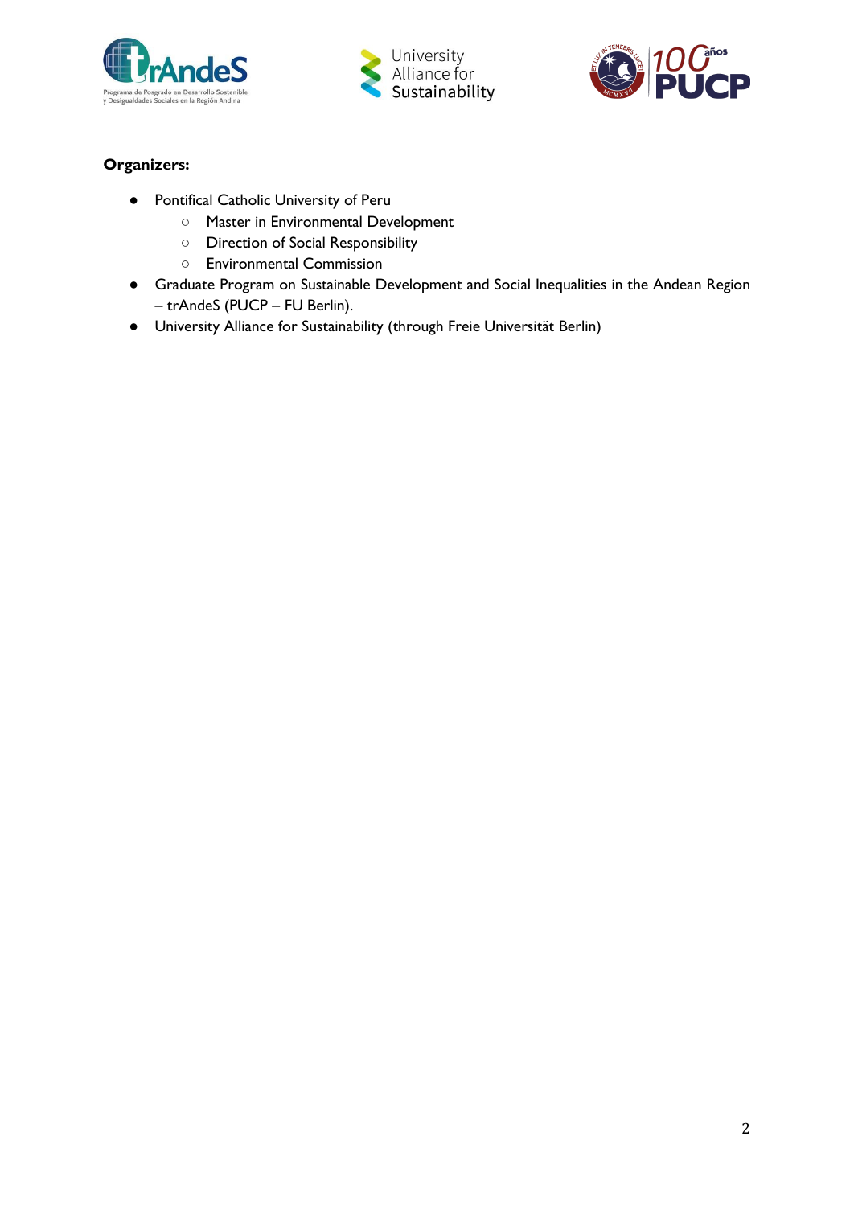**Organizers:**

- Pontifical Catholic University of Peru
  - Master in Environmental Development
  - Direction of Social Responsibility
  - Environmental Commission
- Graduate Program on Sustainable Development and Social Inequalities in the Andean Region – trAndeS (PUCP – FU Berlin).
- University Alliance for Sustainability (through Freie Universität Berlin)